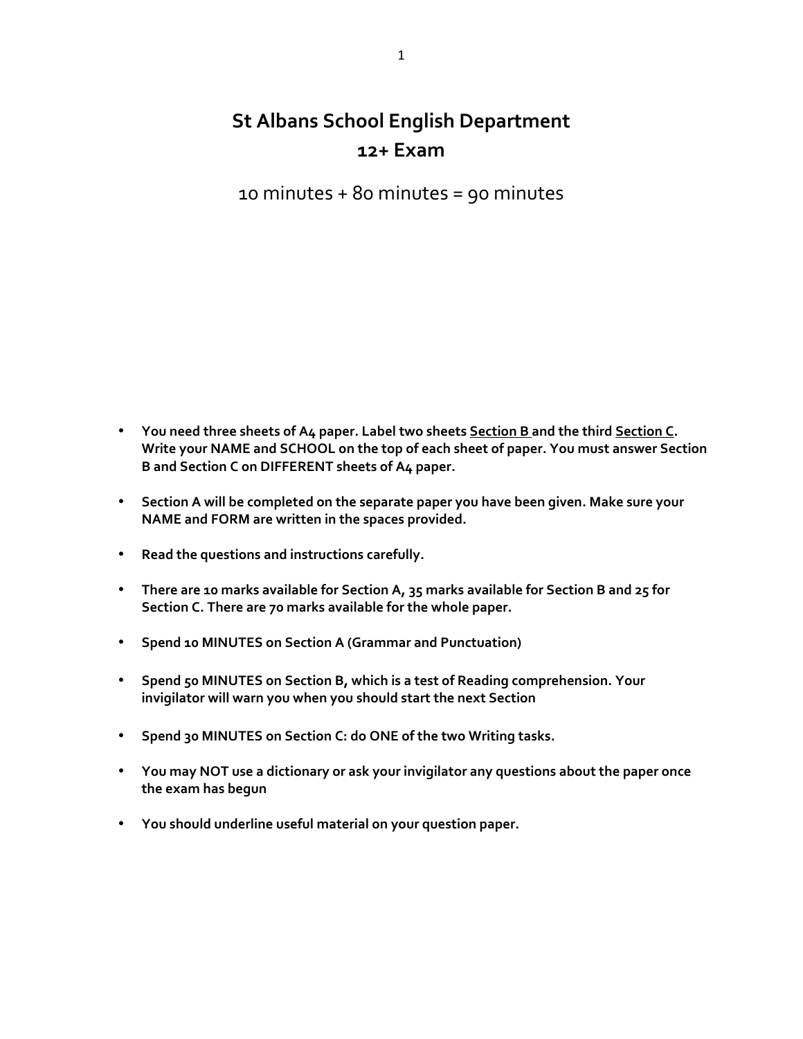# St Albans School English Department
# 12+ Exam

10 minutes + 80 minutes = 90 minutes

- **You need three sheets of A4 paper. Label two sheets <u>Section B</u> and the third <u>Section C</u>. Write your NAME and SCHOOL on the top of each sheet of paper. You must answer Section B and Section C on DIFFERENT sheets of A4 paper.**
- **Section A will be completed on the separate paper you have been given. Make sure your NAME and FORM are written in the spaces provided.**
- **Read the questions and instructions carefully.**
- **There are 10 marks available for Section A, 35 marks available for Section B and 25 for Section C. There are 70 marks available for the whole paper.**
- **Spend 10 MINUTES on Section A (Grammar and Punctuation)**
- **Spend 50 MINUTES on Section B, which is a test of Reading comprehension. Your invigilator will warn you when you should start the next Section**
- **Spend 30 MINUTES on Section C: do ONE of the two Writing tasks.**
- **You may NOT use a dictionary or ask your invigilator any questions about the paper once the exam has begun**
- **You should underline useful material on your question paper.**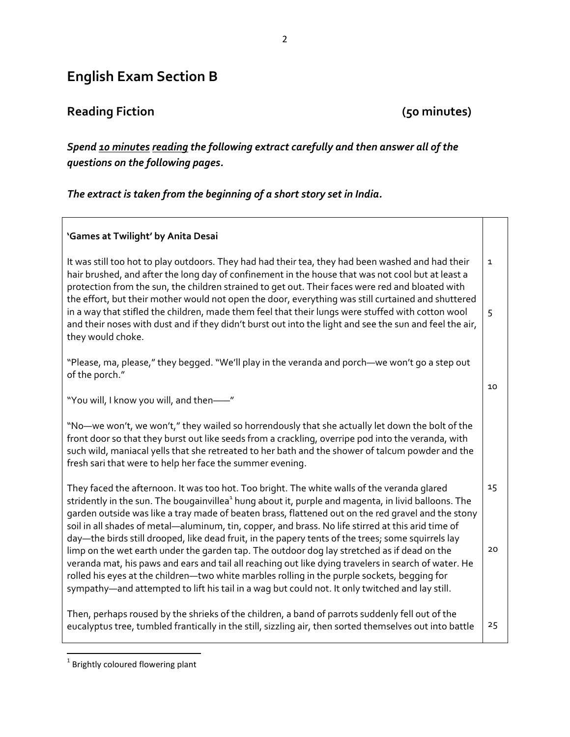# English Exam Section B

## Reading Fiction (50 minutes)

***Spend 10 minutes reading the following extract carefully and then answer all of the questions on the following pages.***

***The extract is taken from the beginning of a short story set in India.***

**'Games at Twilight' by Anita Desai**

It was still too hot to play outdoors. They had had their tea, they had been washed and had their hair brushed, and after the long day of confinement in the house that was not cool but at least a protection from the sun, the children strained to get out. Their faces were red and bloated with the effort, but their mother would not open the door, everything was still curtained and shuttered in a way that stifled the children, made them feel that their lungs were stuffed with cotton wool and their noses with dust and if they didn't burst out into the light and see the sun and feel the air, they would choke. (1–5)

"Please, ma, please," they begged. "We'll play in the veranda and porch—we won't go a step out of the porch."

"You will, I know you will, and then——" (10)

"No—we won't, we won't," they wailed so horrendously that she actually let down the bolt of the front door so that they burst out like seeds from a crackling, overripe pod into the veranda, with such wild, maniacal yells that she retreated to her bath and the shower of talcum powder and the fresh sari that were to help her face the summer evening.

They faced the afternoon. It was too hot. Too bright. The white walls of the veranda glared stridently in the sun. The bougainvillea[1] hung about it, purple and magenta, in livid balloons. The garden outside was like a tray made of beaten brass, flattened out on the red gravel and the stony soil in all shades of metal—aluminum, tin, copper, and brass. No life stirred at this arid time of day—the birds still drooped, like dead fruit, in the papery tents of the trees; some squirrels lay limp on the wet earth under the garden tap. The outdoor dog lay stretched as if dead on the veranda mat, his paws and ears and tail all reaching out like dying travelers in search of water. He rolled his eyes at the children—two white marbles rolling in the purple sockets, begging for sympathy—and attempted to lift his tail in a wag but could not. It only twitched and lay still. (15–20)

Then, perhaps roused by the shrieks of the children, a band of parrots suddenly fell out of the eucalyptus tree, tumbled frantically in the still, sizzling air, then sorted themselves out into battle (25)

---

[1] Brightly coloured flowering plant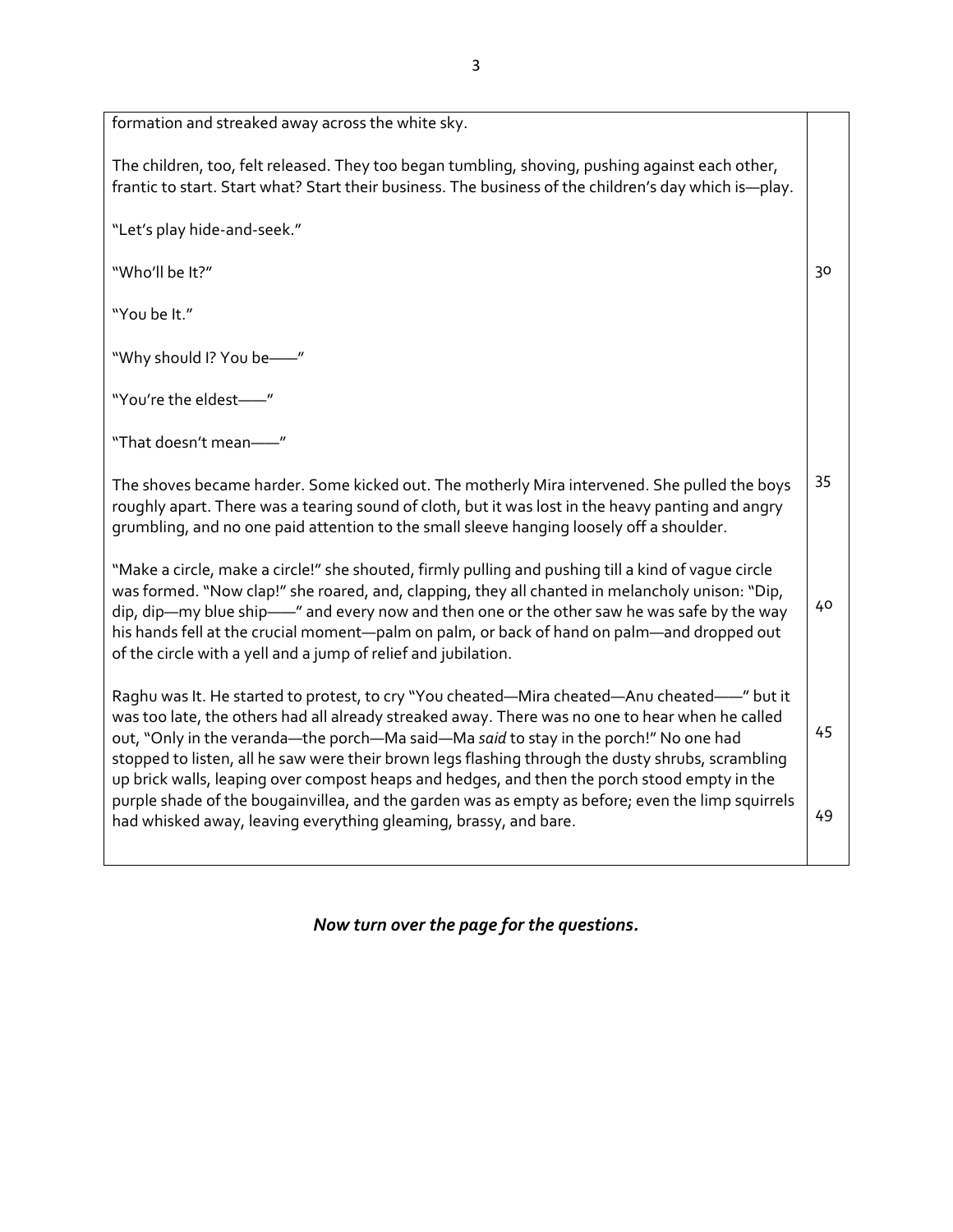formation and streaked away across the white sky.

The children, too, felt released. They too began tumbling, shoving, pushing against each other, frantic to start. Start what? Start their business. The business of the children's day which is—play.

"Let's play hide-and-seek."

"Who'll be It?"

"You be It."

"Why should I? You be——"

"You're the eldest——"

"That doesn't mean——"

The shoves became harder. Some kicked out. The motherly Mira intervened. She pulled the boys roughly apart. There was a tearing sound of cloth, but it was lost in the heavy panting and angry grumbling, and no one paid attention to the small sleeve hanging loosely off a shoulder.

"Make a circle, make a circle!" she shouted, firmly pulling and pushing till a kind of vague circle was formed. "Now clap!" she roared, and, clapping, they all chanted in melancholy unison: "Dip, dip, dip—my blue ship——" and every now and then one or the other saw he was safe by the way his hands fell at the crucial moment—palm on palm, or back of hand on palm—and dropped out of the circle with a yell and a jump of relief and jubilation.

Raghu was It. He started to protest, to cry "You cheated—Mira cheated—Anu cheated——" but it was too late, the others had all already streaked away. There was no one to hear when he called out, "Only in the veranda—the porch—Ma said—Ma *said* to stay in the porch!" No one had stopped to listen, all he saw were their brown legs flashing through the dusty shrubs, scrambling up brick walls, leaping over compost heaps and hedges, and then the porch stood empty in the purple shade of the bougainvillea, and the garden was as empty as before; even the limp squirrels had whisked away, leaving everything gleaming, brassy, and bare.

***Now turn over the page for the questions.***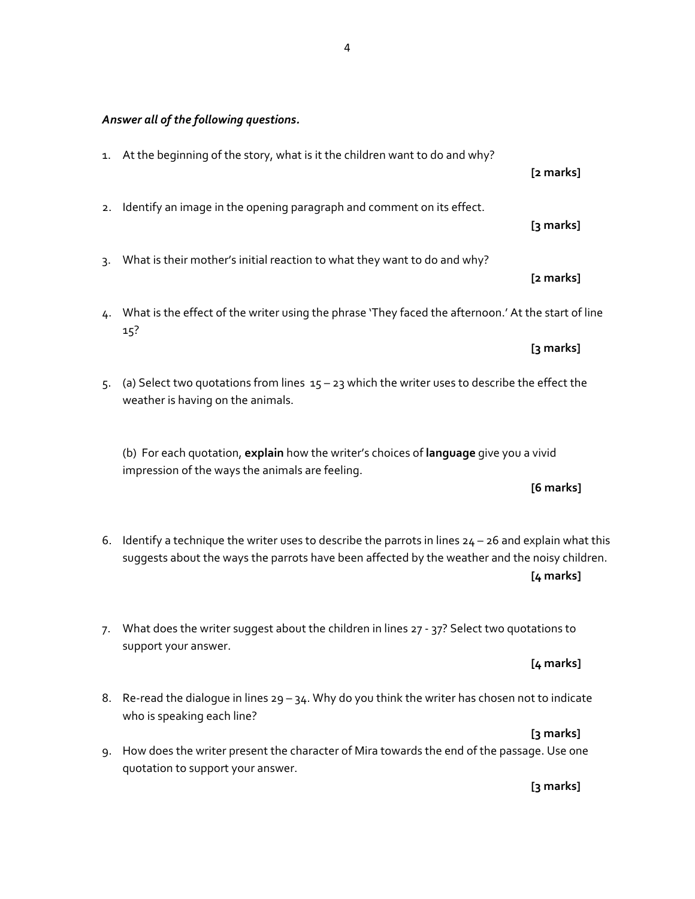***Answer all of the following questions.***

1. At the beginning of the story, what is it the children want to do and why?

   **[2 marks]**

2. Identify an image in the opening paragraph and comment on its effect.

   **[3 marks]**

3. What is their mother's initial reaction to what they want to do and why?

   **[2 marks]**

4. What is the effect of the writer using the phrase 'They faced the afternoon.' At the start of line 15?

   **[3 marks]**

5. (a) Select two quotations from lines 15 – 23 which the writer uses to describe the effect the weather is having on the animals.

   (b) For each quotation, **explain** how the writer's choices of **language** give you a vivid impression of the ways the animals are feeling.

   **[6 marks]**

6. Identify a technique the writer uses to describe the parrots in lines 24 – 26 and explain what this suggests about the ways the parrots have been affected by the weather and the noisy children.

   **[4 marks]**

7. What does the writer suggest about the children in lines 27 - 37? Select two quotations to support your answer.

   **[4 marks]**

8. Re-read the dialogue in lines 29 – 34. Why do you think the writer has chosen not to indicate who is speaking each line?

   **[3 marks]**

9. How does the writer present the character of Mira towards the end of the passage. Use one quotation to support your answer.

   **[3 marks]**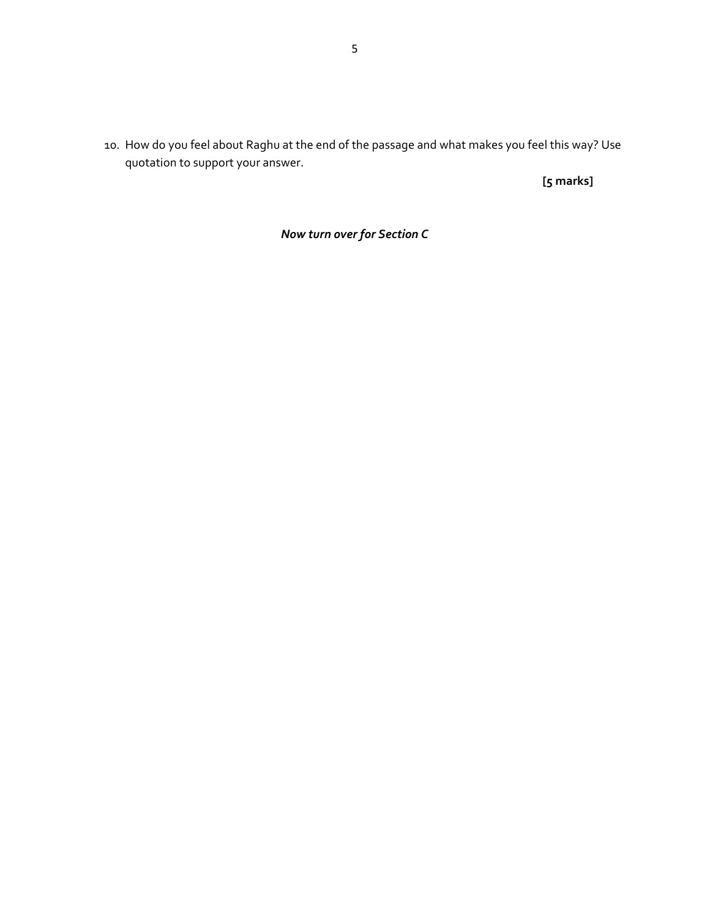10. How do you feel about Raghu at the end of the passage and what makes you feel this way? Use quotation to support your answer.

**[5 marks]**

***Now turn over for Section C***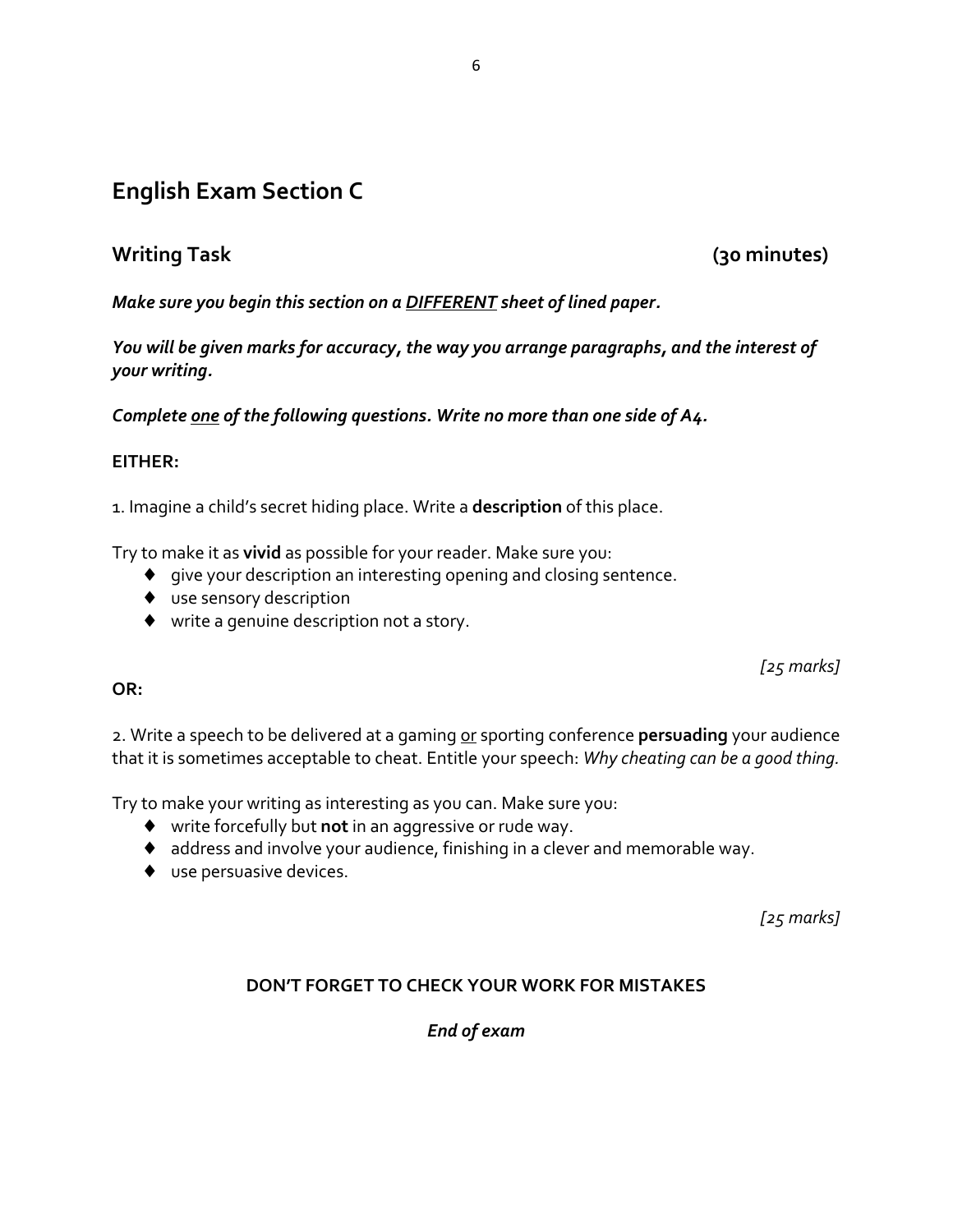# English Exam Section C

## Writing Task (30 minutes)

***Make sure you begin this section on a <u>DIFFERENT</u> sheet of lined paper.***

***You will be given marks for accuracy, the way you arrange paragraphs, and the interest of your writing.***

***Complete <u>one</u> of the following questions. Write no more than one side of A4.***

**EITHER:**

1. Imagine a child's secret hiding place. Write a **description** of this place.

Try to make it as **vivid** as possible for your reader. Make sure you:

- give your description an interesting opening and closing sentence.
- use sensory description
- write a genuine description not a story.

*[25 marks]*

**OR:**

2. Write a speech to be delivered at a gaming <u>or</u> sporting conference **persuading** your audience that it is sometimes acceptable to cheat. Entitle your speech: *Why cheating can be a good thing.*

Try to make your writing as interesting as you can. Make sure you:

- write forcefully but **not** in an aggressive or rude way.
- address and involve your audience, finishing in a clever and memorable way.
- use persuasive devices.

*[25 marks]*

**DON'T FORGET TO CHECK YOUR WORK FOR MISTAKES**

*End of exam*